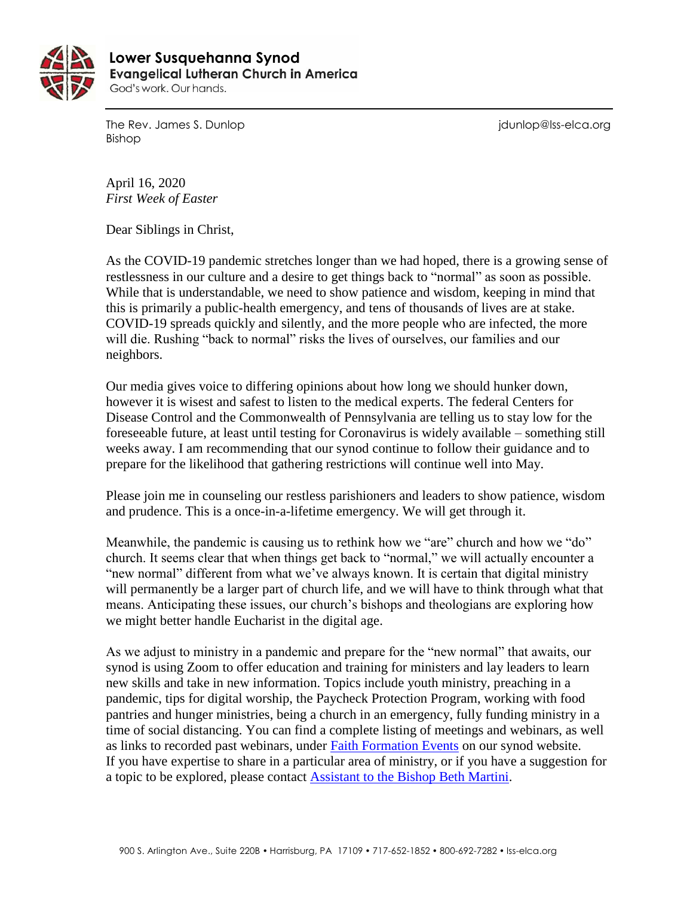**Lower Susquehanna Synod**
**Evangelical Lutheran Church in America**
God's work. Our hands.

The Rev. James S. Dunlop
Bishop

jdunlop@lss-elca.org

April 16, 2020
*First Week of Easter*

Dear Siblings in Christ,

As the COVID-19 pandemic stretches longer than we had hoped, there is a growing sense of restlessness in our culture and a desire to get things back to "normal" as soon as possible. While that is understandable, we need to show patience and wisdom, keeping in mind that this is primarily a public-health emergency, and tens of thousands of lives are at stake. COVID-19 spreads quickly and silently, and the more people who are infected, the more will die. Rushing "back to normal" risks the lives of ourselves, our families and our neighbors.

Our media gives voice to differing opinions about how long we should hunker down, however it is wisest and safest to listen to the medical experts. The federal Centers for Disease Control and the Commonwealth of Pennsylvania are telling us to stay low for the foreseeable future, at least until testing for Coronavirus is widely available – something still weeks away. I am recommending that our synod continue to follow their guidance and to prepare for the likelihood that gathering restrictions will continue well into May.

Please join me in counseling our restless parishioners and leaders to show patience, wisdom and prudence. This is a once-in-a-lifetime emergency. We will get through it.

Meanwhile, the pandemic is causing us to rethink how we "are" church and how we "do" church. It seems clear that when things get back to "normal," we will actually encounter a "new normal" different from what we've always known. It is certain that digital ministry will permanently be a larger part of church life, and we will have to think through what that means. Anticipating these issues, our church's bishops and theologians are exploring how we might better handle Eucharist in the digital age.

As we adjust to ministry in a pandemic and prepare for the "new normal" that awaits, our synod is using Zoom to offer education and training for ministers and lay leaders to learn new skills and take in new information. Topics include youth ministry, preaching in a pandemic, tips for digital worship, the Paycheck Protection Program, working with food pantries and hunger ministries, being a church in an emergency, fully funding ministry in a time of social distancing. You can find a complete listing of meetings and webinars, as well as links to recorded past webinars, under Faith Formation Events on our synod website. If you have expertise to share in a particular area of ministry, or if you have a suggestion for a topic to be explored, please contact Assistant to the Bishop Beth Martini.

900 S. Arlington Ave., Suite 220B • Harrisburg, PA 17109 • 717-652-1852 • 800-692-7282 • lss-elca.org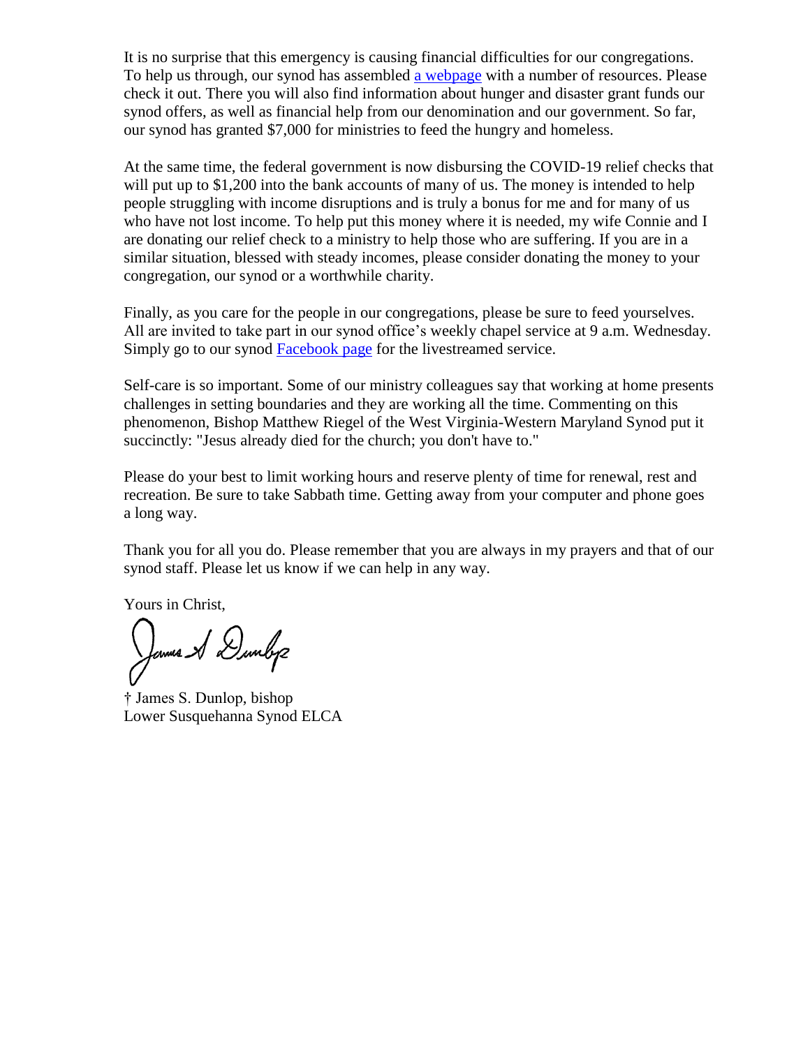It is no surprise that this emergency is causing financial difficulties for our congregations. To help us through, our synod has assembled a webpage with a number of resources. Please check it out. There you will also find information about hunger and disaster grant funds our synod offers, as well as financial help from our denomination and our government. So far, our synod has granted $7,000 for ministries to feed the hungry and homeless.

At the same time, the federal government is now disbursing the COVID-19 relief checks that will put up to $1,200 into the bank accounts of many of us. The money is intended to help people struggling with income disruptions and is truly a bonus for me and for many of us who have not lost income. To help put this money where it is needed, my wife Connie and I are donating our relief check to a ministry to help those who are suffering. If you are in a similar situation, blessed with steady incomes, please consider donating the money to your congregation, our synod or a worthwhile charity.

Finally, as you care for the people in our congregations, please be sure to feed yourselves. All are invited to take part in our synod office's weekly chapel service at 9 a.m. Wednesday. Simply go to our synod Facebook page for the livestreamed service.

Self-care is so important. Some of our ministry colleagues say that working at home presents challenges in setting boundaries and they are working all the time. Commenting on this phenomenon, Bishop Matthew Riegel of the West Virginia-Western Maryland Synod put it succinctly: "Jesus already died for the church; you don't have to."

Please do your best to limit working hours and reserve plenty of time for renewal, rest and recreation. Be sure to take Sabbath time. Getting away from your computer and phone goes a long way.

Thank you for all you do. Please remember that you are always in my prayers and that of our synod staff. Please let us know if we can help in any way.

Yours in Christ,

James S. Dunlop

† James S. Dunlop, bishop
Lower Susquehanna Synod ELCA